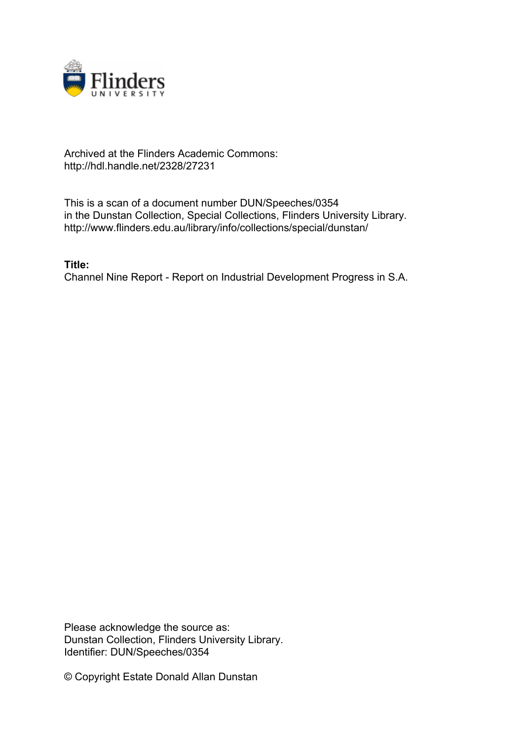Archived at the Flinders Academic Commons:
http://hdl.handle.net/2328/27231

This is a scan of a document number DUN/Speeches/0354
in the Dunstan Collection, Special Collections, Flinders University Library.
http://www.flinders.edu.au/library/info/collections/special/dunstan/

**Title:**
Channel Nine Report - Report on Industrial Development Progress in S.A.

Please acknowledge the source as:
Dunstan Collection, Flinders University Library.
Identifier: DUN/Speeches/0354

© Copyright Estate Donald Allan Dunstan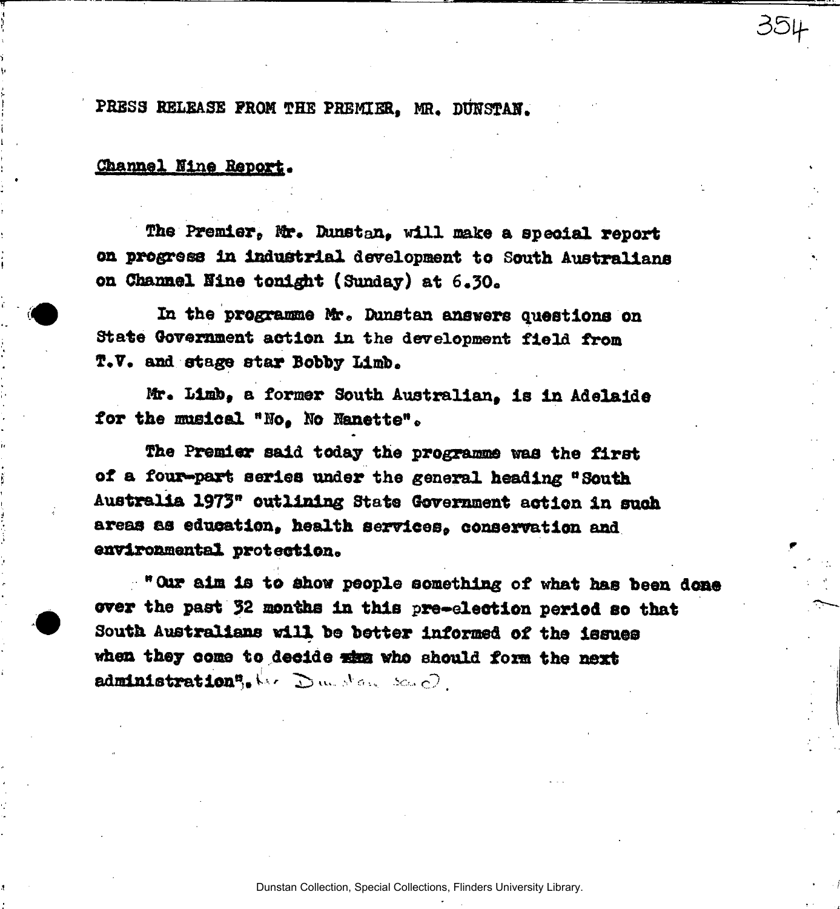PRESS RELEASE FROM THE PREMIER, MR. DUNSTAN.

Channel Nine Report.

The Premier, Mr. Dunstan, will make a special report on progress in industrial development to South Australians on Channel Nine tonight (Sunday) at 6.30.

In the programme Mr. Dunstan answers questions on State Government action in the development field from T.V. and stage star Bobby Limb.

Mr. Limb, a former South Australian, is in Adelaide for the musical "No, No Nanette".

The Premier said today the programme was the first of a four-part series under the general heading "South Australia 1973" outlining State Government action in such areas as education, health services, conservation and environmental protection.

"Our aim is to show people something of what has been done over the past 32 months in this pre-election period so that South Australians will be better informed of the issues when they come to decide ~~who~~ who should form the next administration", Mr Dunstan said.

Dunstan Collection, Special Collections, Flinders University Library.